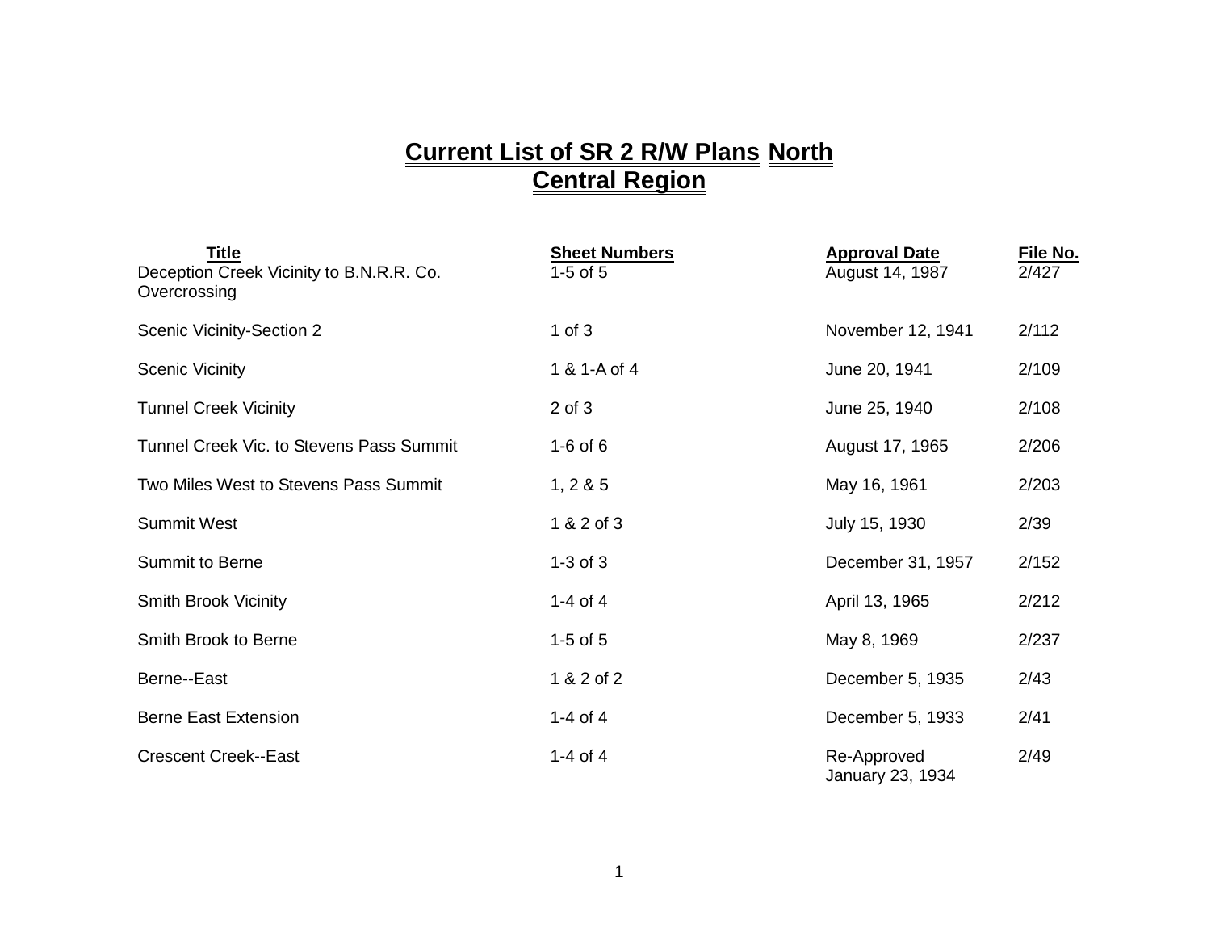# Current List of SR 2 R/W Plans North Central Region

| Title | Sheet Numbers | Approval Date | File No. |
|---|---|---|---|
| Deception Creek Vicinity to B.N.R.R. Co. Overcrossing | 1-5 of 5 | August 14, 1987 | 2/427 |
| Scenic Vicinity-Section 2 | 1 of 3 | November 12, 1941 | 2/112 |
| Scenic Vicinity | 1 & 1-A of 4 | June 20, 1941 | 2/109 |
| Tunnel Creek Vicinity | 2 of 3 | June 25, 1940 | 2/108 |
| Tunnel Creek Vic. to Stevens Pass Summit | 1-6 of 6 | August 17, 1965 | 2/206 |
| Two Miles West to Stevens Pass Summit | 1, 2 & 5 | May 16, 1961 | 2/203 |
| Summit West | 1 & 2 of 3 | July 15, 1930 | 2/39 |
| Summit to Berne | 1-3 of 3 | December 31, 1957 | 2/152 |
| Smith Brook Vicinity | 1-4 of 4 | April 13, 1965 | 2/212 |
| Smith Brook to Berne | 1-5 of 5 | May 8, 1969 | 2/237 |
| Berne--East | 1 & 2 of 2 | December 5, 1935 | 2/43 |
| Berne East Extension | 1-4 of 4 | December 5, 1933 | 2/41 |
| Crescent Creek--East | 1-4 of 4 | Re-Approved January 23, 1934 | 2/49 |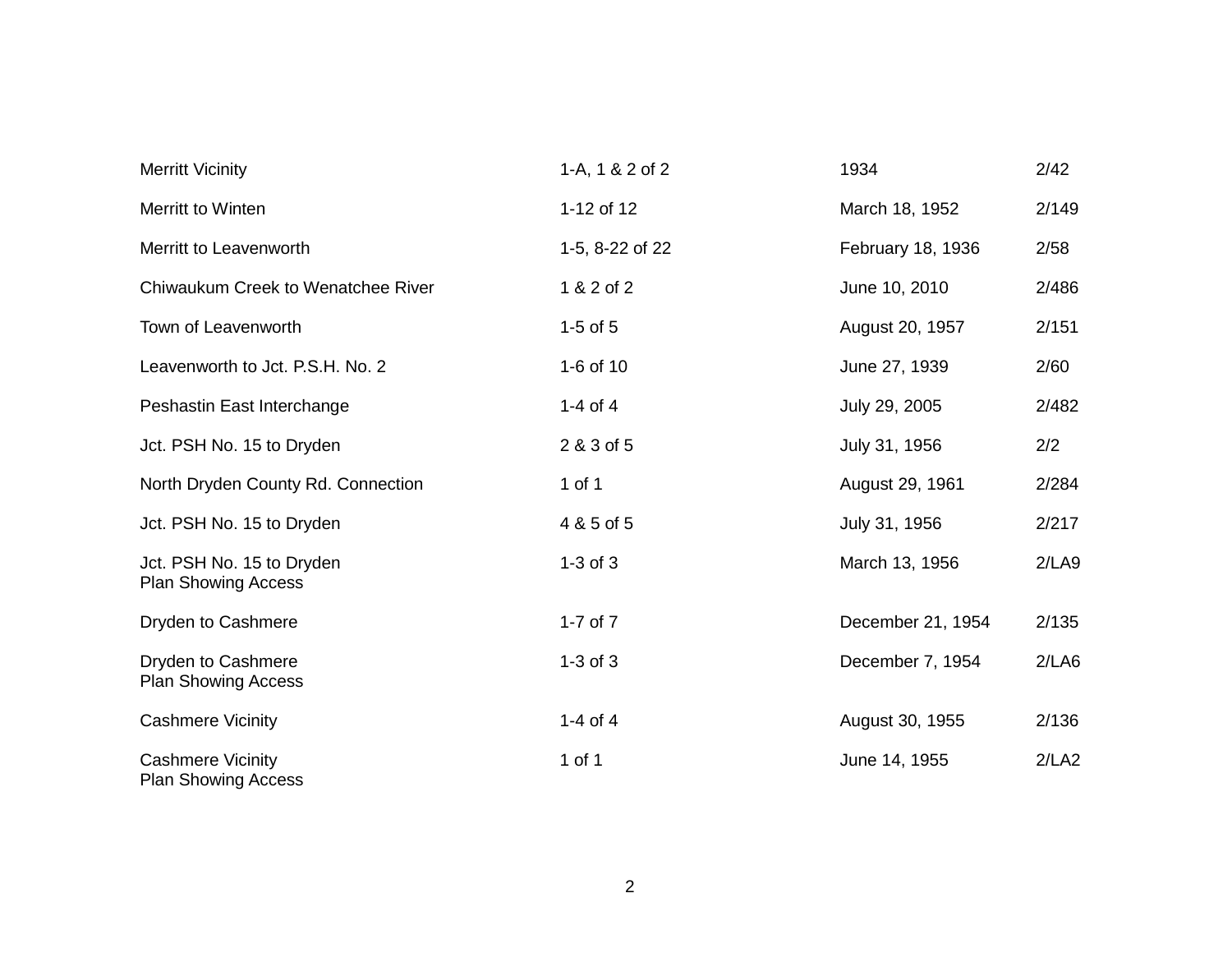| | | | |
|---|---|---|---|
| Merritt Vicinity | 1-A, 1 & 2 of 2 | 1934 | 2/42 |
| Merritt to Winten | 1-12 of 12 | March 18, 1952 | 2/149 |
| Merritt to Leavenworth | 1-5, 8-22 of 22 | February 18, 1936 | 2/58 |
| Chiwaukum Creek to Wenatchee River | 1 & 2 of 2 | June 10, 2010 | 2/486 |
| Town of Leavenworth | 1-5 of 5 | August 20, 1957 | 2/151 |
| Leavenworth to Jct. P.S.H. No. 2 | 1-6 of 10 | June 27, 1939 | 2/60 |
| Peshastin East Interchange | 1-4 of 4 | July 29, 2005 | 2/482 |
| Jct. PSH No. 15 to Dryden | 2 & 3 of 5 | July 31, 1956 | 2/2 |
| North Dryden County Rd. Connection | 1 of 1 | August 29, 1961 | 2/284 |
| Jct. PSH No. 15 to Dryden | 4 & 5 of 5 | July 31, 1956 | 2/217 |
| Jct. PSH No. 15 to Dryden Plan Showing Access | 1-3 of 3 | March 13, 1956 | 2/LA9 |
| Dryden to Cashmere | 1-7 of 7 | December 21, 1954 | 2/135 |
| Dryden to Cashmere Plan Showing Access | 1-3 of 3 | December 7, 1954 | 2/LA6 |
| Cashmere Vicinity | 1-4 of 4 | August 30, 1955 | 2/136 |
| Cashmere Vicinity Plan Showing Access | 1 of 1 | June 14, 1955 | 2/LA2 |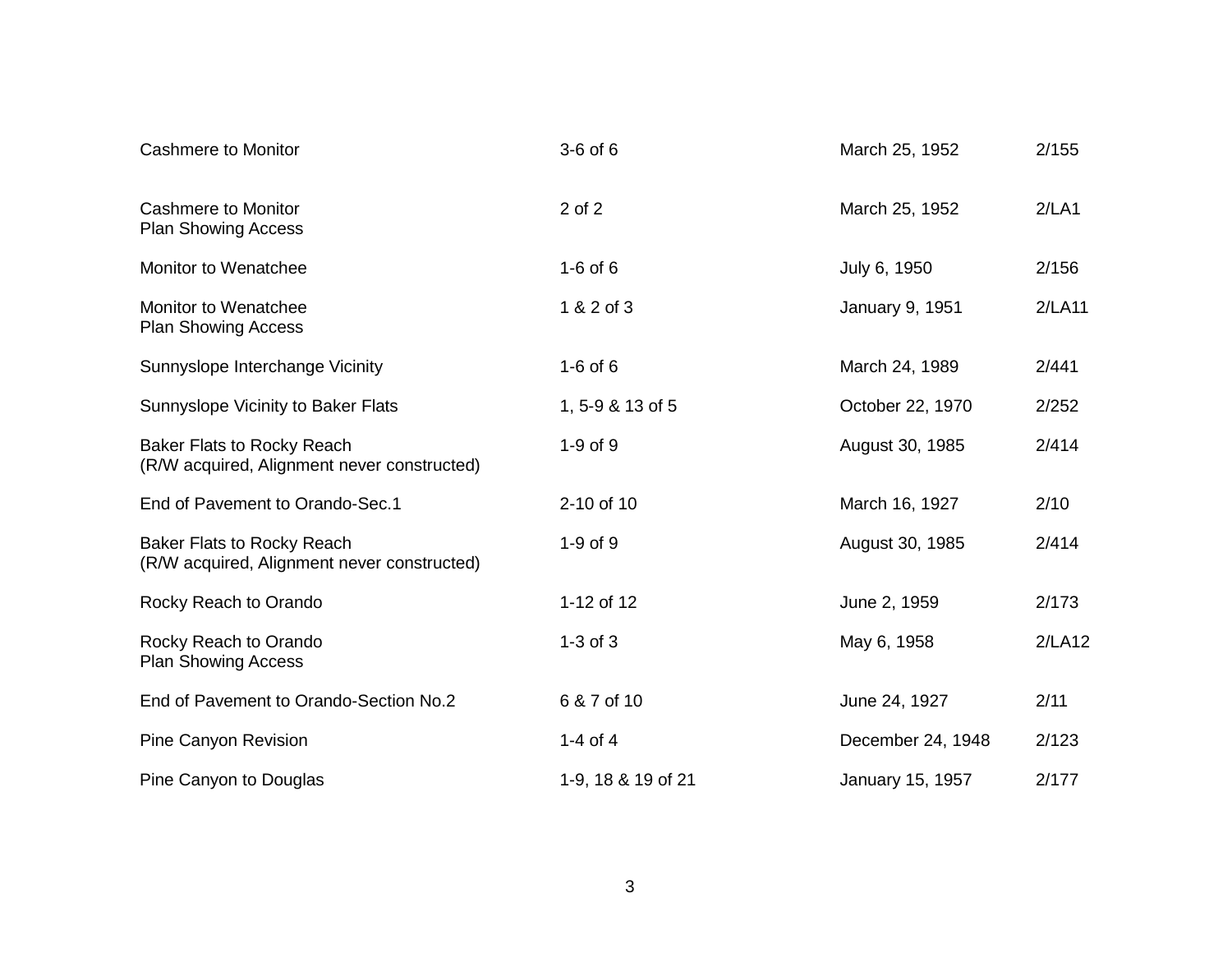| | | | |
|---|---|---|---|
| Cashmere to Monitor | 3-6 of 6 | March 25, 1952 | 2/155 |
| Cashmere to Monitor<br>Plan Showing Access | 2 of 2 | March 25, 1952 | 2/LA1 |
| Monitor to Wenatchee | 1-6 of 6 | July 6, 1950 | 2/156 |
| Monitor to Wenatchee<br>Plan Showing Access | 1 & 2 of 3 | January 9, 1951 | 2/LA11 |
| Sunnyslope Interchange Vicinity | 1-6 of 6 | March 24, 1989 | 2/441 |
| Sunnyslope Vicinity to Baker Flats | 1, 5-9 & 13 of 5 | October 22, 1970 | 2/252 |
| Baker Flats to Rocky Reach<br>(R/W acquired, Alignment never constructed) | 1-9 of 9 | August 30, 1985 | 2/414 |
| End of Pavement to Orando-Sec.1 | 2-10 of 10 | March 16, 1927 | 2/10 |
| Baker Flats to Rocky Reach<br>(R/W acquired, Alignment never constructed) | 1-9 of 9 | August 30, 1985 | 2/414 |
| Rocky Reach to Orando | 1-12 of 12 | June 2, 1959 | 2/173 |
| Rocky Reach to Orando<br>Plan Showing Access | 1-3 of 3 | May 6, 1958 | 2/LA12 |
| End of Pavement to Orando-Section No.2 | 6 & 7 of 10 | June 24, 1927 | 2/11 |
| Pine Canyon Revision | 1-4 of 4 | December 24, 1948 | 2/123 |
| Pine Canyon to Douglas | 1-9, 18 & 19 of 21 | January 15, 1957 | 2/177 |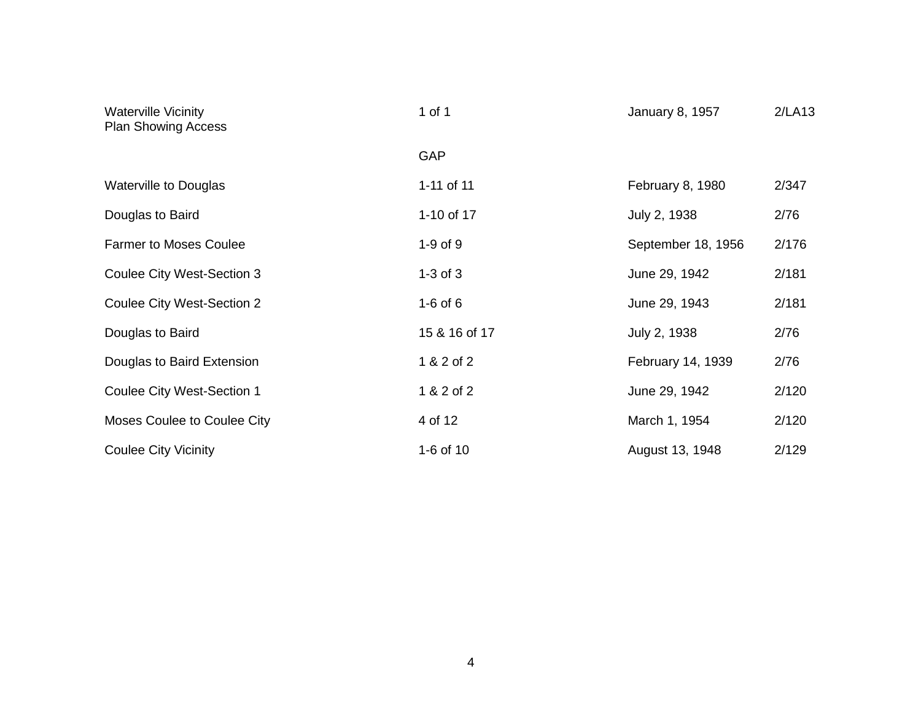| | | | |
|---|---|---|---|
| Waterville Vicinity<br>Plan Showing Access | 1 of 1 | January 8, 1957 | 2/LA13 |
| | GAP | | |
| Waterville to Douglas | 1-11 of 11 | February 8, 1980 | 2/347 |
| Douglas to Baird | 1-10 of 17 | July 2, 1938 | 2/76 |
| Farmer to Moses Coulee | 1-9 of 9 | September 18, 1956 | 2/176 |
| Coulee City West-Section 3 | 1-3 of 3 | June 29, 1942 | 2/181 |
| Coulee City West-Section 2 | 1-6 of 6 | June 29, 1943 | 2/181 |
| Douglas to Baird | 15 & 16 of 17 | July 2, 1938 | 2/76 |
| Douglas to Baird Extension | 1 & 2 of 2 | February 14, 1939 | 2/76 |
| Coulee City West-Section 1 | 1 & 2 of 2 | June 29, 1942 | 2/120 |
| Moses Coulee to Coulee City | 4 of 12 | March 1, 1954 | 2/120 |
| Coulee City Vicinity | 1-6 of 10 | August 13, 1948 | 2/129 |